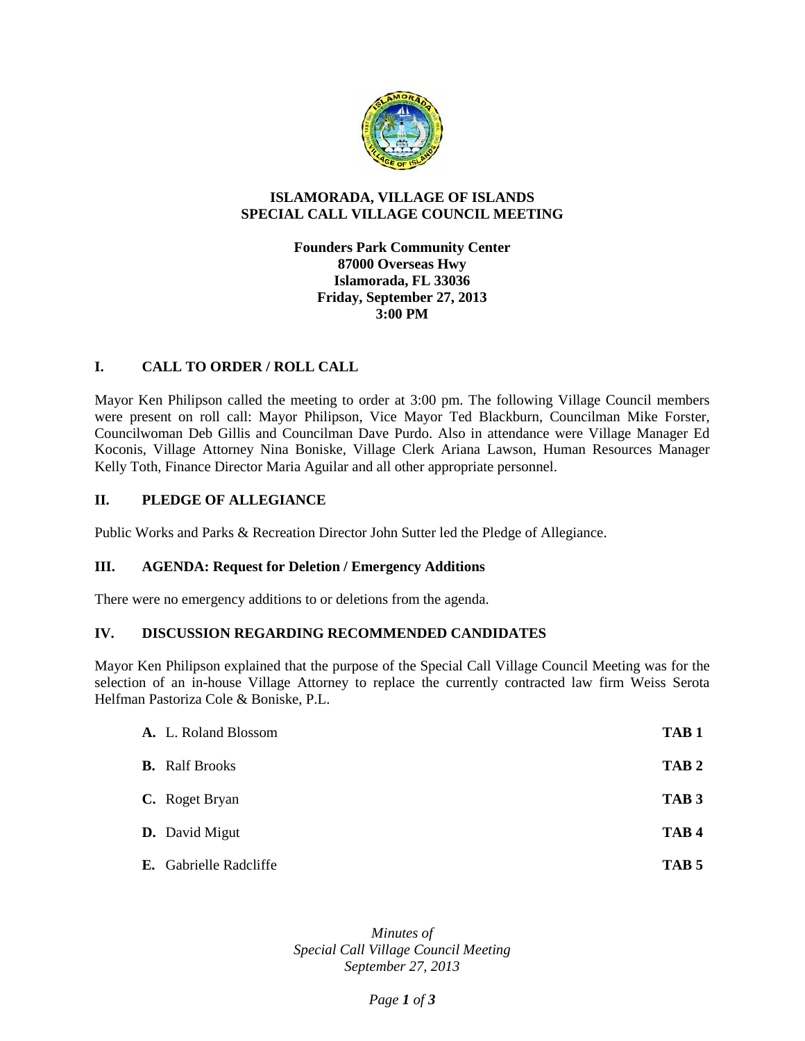# ISLAMORADA, VILLAGE OF ISLANDS
# SPECIAL CALL VILLAGE COUNCIL MEETING

**Founders Park Community Center**
**87000 Overseas Hwy**
**Islamorada, FL 33036**
**Friday, September 27, 2013**
**3:00 PM**

## I. CALL TO ORDER / ROLL CALL

Mayor Ken Philipson called the meeting to order at 3:00 pm. The following Village Council members were present on roll call: Mayor Philipson, Vice Mayor Ted Blackburn, Councilman Mike Forster, Councilwoman Deb Gillis and Councilman Dave Purdo. Also in attendance were Village Manager Ed Koconis, Village Attorney Nina Boniske, Village Clerk Ariana Lawson, Human Resources Manager Kelly Toth, Finance Director Maria Aguilar and all other appropriate personnel.

## II. PLEDGE OF ALLEGIANCE

Public Works and Parks & Recreation Director John Sutter led the Pledge of Allegiance.

## III. AGENDA: Request for Deletion / Emergency Additions

There were no emergency additions to or deletions from the agenda.

## IV. DISCUSSION REGARDING RECOMMENDED CANDIDATES

Mayor Ken Philipson explained that the purpose of the Special Call Village Council Meeting was for the selection of an in-house Village Attorney to replace the currently contracted law firm Weiss Serota Helfman Pastoriza Cole & Boniske, P.L.

**A.** L. Roland Blossom **TAB 1**

**B.** Ralf Brooks **TAB 2**

**C.** Roget Bryan **TAB 3**

**D.** David Migut **TAB 4**

**E.** Gabrielle Radcliffe **TAB 5**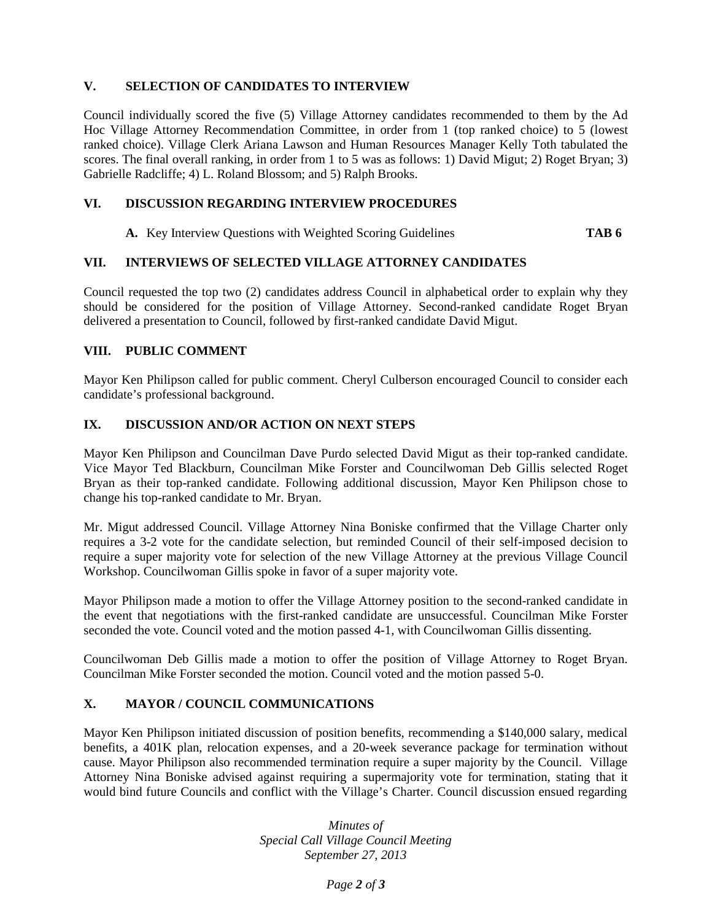## V. SELECTION OF CANDIDATES TO INTERVIEW

Council individually scored the five (5) Village Attorney candidates recommended to them by the Ad Hoc Village Attorney Recommendation Committee, in order from 1 (top ranked choice) to 5 (lowest ranked choice). Village Clerk Ariana Lawson and Human Resources Manager Kelly Toth tabulated the scores. The final overall ranking, in order from 1 to 5 was as follows: 1) David Migut; 2) Roget Bryan; 3) Gabrielle Radcliffe; 4) L. Roland Blossom; and 5) Ralph Brooks.

## VI. DISCUSSION REGARDING INTERVIEW PROCEDURES

**A.** Key Interview Questions with Weighted Scoring Guidelines **TAB 6**

## VII. INTERVIEWS OF SELECTED VILLAGE ATTORNEY CANDIDATES

Council requested the top two (2) candidates address Council in alphabetical order to explain why they should be considered for the position of Village Attorney. Second-ranked candidate Roget Bryan delivered a presentation to Council, followed by first-ranked candidate David Migut.

## VIII. PUBLIC COMMENT

Mayor Ken Philipson called for public comment. Cheryl Culberson encouraged Council to consider each candidate's professional background.

## IX. DISCUSSION AND/OR ACTION ON NEXT STEPS

Mayor Ken Philipson and Councilman Dave Purdo selected David Migut as their top-ranked candidate. Vice Mayor Ted Blackburn, Councilman Mike Forster and Councilwoman Deb Gillis selected Roget Bryan as their top-ranked candidate. Following additional discussion, Mayor Ken Philipson chose to change his top-ranked candidate to Mr. Bryan.

Mr. Migut addressed Council. Village Attorney Nina Boniske confirmed that the Village Charter only requires a 3-2 vote for the candidate selection, but reminded Council of their self-imposed decision to require a super majority vote for selection of the new Village Attorney at the previous Village Council Workshop. Councilwoman Gillis spoke in favor of a super majority vote.

Mayor Philipson made a motion to offer the Village Attorney position to the second-ranked candidate in the event that negotiations with the first-ranked candidate are unsuccessful. Councilman Mike Forster seconded the vote. Council voted and the motion passed 4-1, with Councilwoman Gillis dissenting.

Councilwoman Deb Gillis made a motion to offer the position of Village Attorney to Roget Bryan. Councilman Mike Forster seconded the motion. Council voted and the motion passed 5-0.

## X. MAYOR / COUNCIL COMMUNICATIONS

Mayor Ken Philipson initiated discussion of position benefits, recommending a $140,000 salary, medical benefits, a 401K plan, relocation expenses, and a 20-week severance package for termination without cause. Mayor Philipson also recommended termination require a super majority by the Council. Village Attorney Nina Boniske advised against requiring a supermajority vote for termination, stating that it would bind future Councils and conflict with the Village's Charter. Council discussion ensued regarding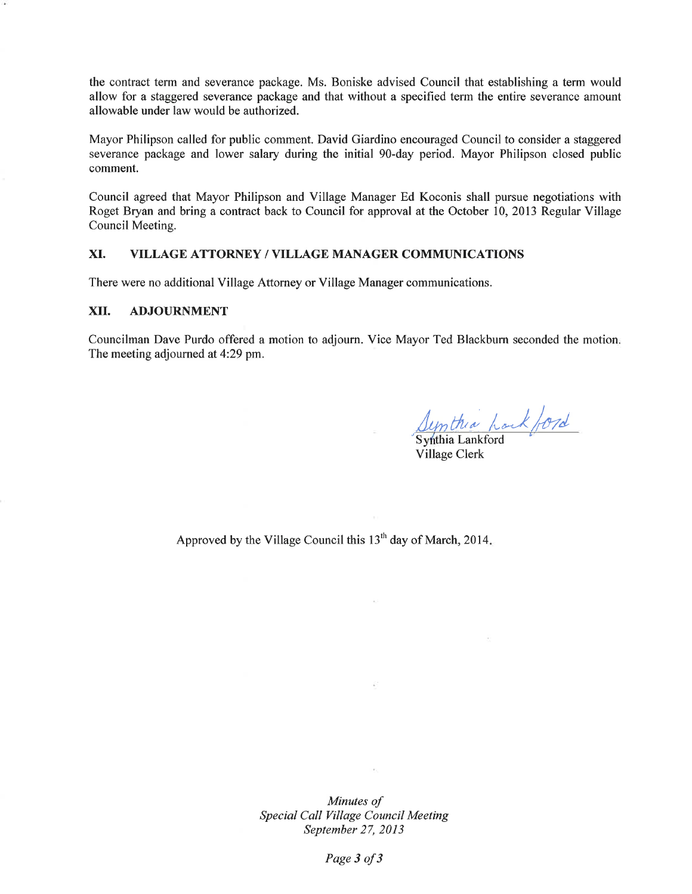the contract term and severance package. Ms. Boniske advised Council that establishing a term would allow for a staggered severance package and that without a specified term the entire severance amount allowable under law would be authorized.

Mayor Philipson called for public comment. David Giardino encouraged Council to consider a staggered severance package and lower salary during the initial 90-day period. Mayor Philipson closed public comment.

Council agreed that Mayor Philipson and Village Manager Ed Koconis shall pursue negotiations with Roget Bryan and bring a contract back to Council for approval at the October 10, 2013 Regular Village Council Meeting.

## XI. VILLAGE ATTORNEY / VILLAGE MANAGER COMMUNICATIONS

There were no additional Village Attorney or Village Manager communications.

## XII. ADJOURNMENT

Councilman Dave Purdo offered a motion to adjourn. Vice Mayor Ted Blackburn seconded the motion. The meeting adjourned at 4:29 pm.

Synthia Lankford
Synthia Lankford
Village Clerk

Approved by the Village Council this 13th day of March, 2014.

*Minutes of*
*Special Call Village Council Meeting*
*September 27, 2013*